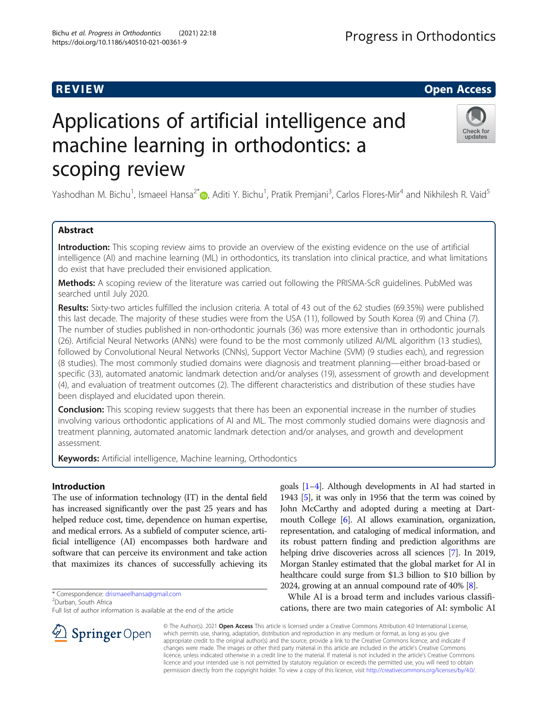REVIEW

Open Access

# Applications of artificial intelligence and machine learning in orthodontics: a scoping review

Yashodhan M. Bichu[1], Ismaeel Hansa[2*], Aditi Y. Bichu[1], Pratik Premjani[3], Carlos Flores-Mir[4] and Nikhilesh R. Vaid[5]

## Abstract

**Introduction:** This scoping review aims to provide an overview of the existing evidence on the use of artificial intelligence (AI) and machine learning (ML) in orthodontics, its translation into clinical practice, and what limitations do exist that have precluded their envisioned application.

**Methods:** A scoping review of the literature was carried out following the PRISMA-ScR guidelines. PubMed was searched until July 2020.

**Results:** Sixty-two articles fulfilled the inclusion criteria. A total of 43 out of the 62 studies (69.35%) were published this last decade. The majority of these studies were from the USA (11), followed by South Korea (9) and China (7). The number of studies published in non-orthodontic journals (36) was more extensive than in orthodontic journals (26). Artificial Neural Networks (ANNs) were found to be the most commonly utilized AI/ML algorithm (13 studies), followed by Convolutional Neural Networks (CNNs), Support Vector Machine (SVM) (9 studies each), and regression (8 studies). The most commonly studied domains were diagnosis and treatment planning—either broad-based or specific (33), automated anatomic landmark detection and/or analyses (19), assessment of growth and development (4), and evaluation of treatment outcomes (2). The different characteristics and distribution of these studies have been displayed and elucidated upon therein.

**Conclusion:** This scoping review suggests that there has been an exponential increase in the number of studies involving various orthodontic applications of AI and ML. The most commonly studied domains were diagnosis and treatment planning, automated anatomic landmark detection and/or analyses, and growth and development assessment.

**Keywords:** Artificial intelligence, Machine learning, Orthodontics

## Introduction

The use of information technology (IT) in the dental field has increased significantly over the past 25 years and has helped reduce cost, time, dependence on human expertise, and medical errors. As a subfield of computer science, artificial intelligence (AI) encompasses both hardware and software that can perceive its environment and take action that maximizes its chances of successfully achieving its goals [1–4]. Although developments in AI had started in 1943 [5], it was only in 1956 that the term was coined by John McCarthy and adopted during a meeting at Dartmouth College [6]. AI allows examination, organization, representation, and cataloging of medical information, and its robust pattern finding and prediction algorithms are helping drive discoveries across all sciences [7]. In 2019, Morgan Stanley estimated that the global market for AI in healthcare could surge from \$1.3 billion to \$10 billion by 2024, growing at an annual compound rate of 40% [8].

While AI is a broad term and includes various classifications, there are two main categories of AI: symbolic AI

\* Correspondence: drismaeelhansa@gmail.com
[2]Durban, South Africa
Full list of author information is available at the end of the article

© The Author(s). 2021 **Open Access** This article is licensed under a Creative Commons Attribution 4.0 International License, which permits use, sharing, adaptation, distribution and reproduction in any medium or format, as long as you give appropriate credit to the original author(s) and the source, provide a link to the Creative Commons licence, and indicate if changes were made. The images or other third party material in this article are included in the article's Creative Commons licence, unless indicated otherwise in a credit line to the material. If material is not included in the article's Creative Commons licence and your intended use is not permitted by statutory regulation or exceeds the permitted use, you will need to obtain permission directly from the copyright holder. To view a copy of this licence, visit http://creativecommons.org/licenses/by/4.0/.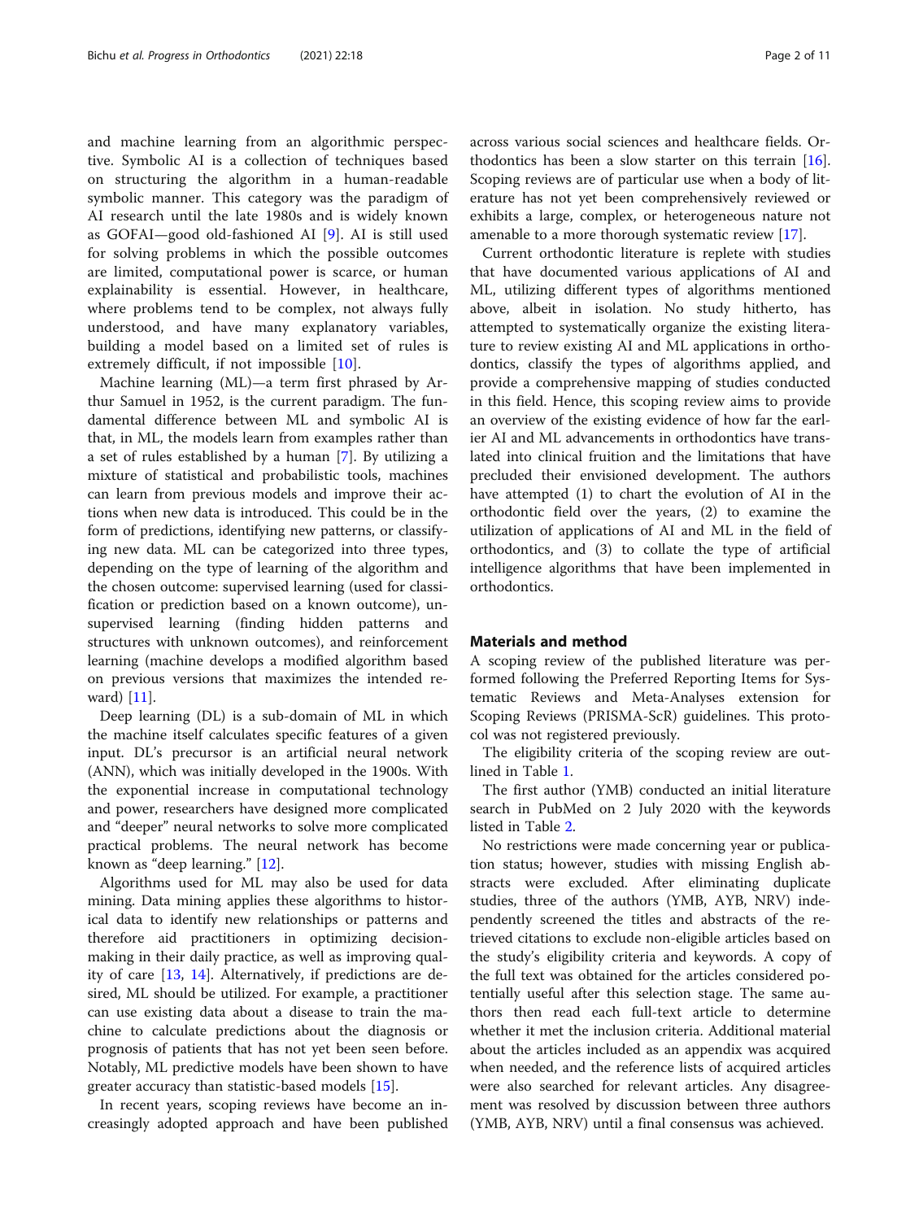and machine learning from an algorithmic perspective. Symbolic AI is a collection of techniques based on structuring the algorithm in a human-readable symbolic manner. This category was the paradigm of AI research until the late 1980s and is widely known as GOFAI—good old-fashioned AI [9]. AI is still used for solving problems in which the possible outcomes are limited, computational power is scarce, or human explainability is essential. However, in healthcare, where problems tend to be complex, not always fully understood, and have many explanatory variables, building a model based on a limited set of rules is extremely difficult, if not impossible [10].

Machine learning (ML)—a term first phrased by Arthur Samuel in 1952, is the current paradigm. The fundamental difference between ML and symbolic AI is that, in ML, the models learn from examples rather than a set of rules established by a human [7]. By utilizing a mixture of statistical and probabilistic tools, machines can learn from previous models and improve their actions when new data is introduced. This could be in the form of predictions, identifying new patterns, or classifying new data. ML can be categorized into three types, depending on the type of learning of the algorithm and the chosen outcome: supervised learning (used for classification or prediction based on a known outcome), unsupervised learning (finding hidden patterns and structures with unknown outcomes), and reinforcement learning (machine develops a modified algorithm based on previous versions that maximizes the intended reward) [11].

Deep learning (DL) is a sub-domain of ML in which the machine itself calculates specific features of a given input. DL's precursor is an artificial neural network (ANN), which was initially developed in the 1900s. With the exponential increase in computational technology and power, researchers have designed more complicated and "deeper" neural networks to solve more complicated practical problems. The neural network has become known as "deep learning." [12].

Algorithms used for ML may also be used for data mining. Data mining applies these algorithms to historical data to identify new relationships or patterns and therefore aid practitioners in optimizing decision-making in their daily practice, as well as improving quality of care [13, 14]. Alternatively, if predictions are desired, ML should be utilized. For example, a practitioner can use existing data about a disease to train the machine to calculate predictions about the diagnosis or prognosis of patients that has not yet been seen before. Notably, ML predictive models have been shown to have greater accuracy than statistic-based models [15].

In recent years, scoping reviews have become an increasingly adopted approach and have been published across various social sciences and healthcare fields. Orthodontics has been a slow starter on this terrain [16]. Scoping reviews are of particular use when a body of literature has not yet been comprehensively reviewed or exhibits a large, complex, or heterogeneous nature not amenable to a more thorough systematic review [17].

Current orthodontic literature is replete with studies that have documented various applications of AI and ML, utilizing different types of algorithms mentioned above, albeit in isolation. No study hitherto, has attempted to systematically organize the existing literature to review existing AI and ML applications in orthodontics, classify the types of algorithms applied, and provide a comprehensive mapping of studies conducted in this field. Hence, this scoping review aims to provide an overview of the existing evidence of how far the earlier AI and ML advancements in orthodontics have translated into clinical fruition and the limitations that have precluded their envisioned development. The authors have attempted (1) to chart the evolution of AI in the orthodontic field over the years, (2) to examine the utilization of applications of AI and ML in the field of orthodontics, and (3) to collate the type of artificial intelligence algorithms that have been implemented in orthodontics.

## Materials and method

A scoping review of the published literature was performed following the Preferred Reporting Items for Systematic Reviews and Meta-Analyses extension for Scoping Reviews (PRISMA-ScR) guidelines. This protocol was not registered previously.

The eligibility criteria of the scoping review are outlined in Table 1.

The first author (YMB) conducted an initial literature search in PubMed on 2 July 2020 with the keywords listed in Table 2.

No restrictions were made concerning year or publication status; however, studies with missing English abstracts were excluded. After eliminating duplicate studies, three of the authors (YMB, AYB, NRV) independently screened the titles and abstracts of the retrieved citations to exclude non-eligible articles based on the study's eligibility criteria and keywords. A copy of the full text was obtained for the articles considered potentially useful after this selection stage. The same authors then read each full-text article to determine whether it met the inclusion criteria. Additional material about the articles included as an appendix was acquired when needed, and the reference lists of acquired articles were also searched for relevant articles. Any disagreement was resolved by discussion between three authors (YMB, AYB, NRV) until a final consensus was achieved.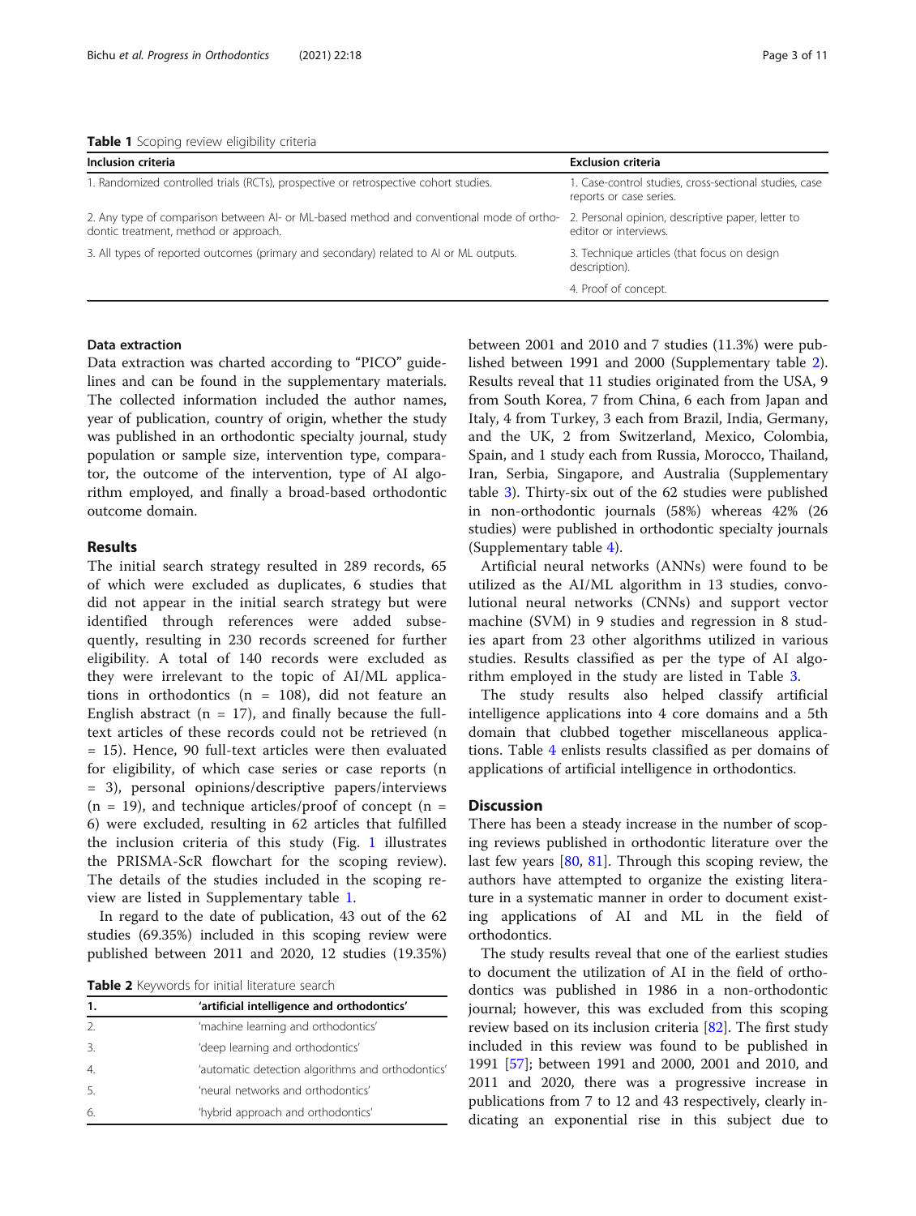**Table 1** Scoping review eligibility criteria

| Inclusion criteria | Exclusion criteria |
|---|---|
| 1. Randomized controlled trials (RCTs), prospective or retrospective cohort studies. | 1. Case-control studies, cross-sectional studies, case reports or case series. |
| 2. Any type of comparison between AI- or ML-based method and conventional mode of orthodontic treatment, method or approach. | 2. Personal opinion, descriptive paper, letter to editor or interviews. |
| 3. All types of reported outcomes (primary and secondary) related to AI or ML outputs. | 3. Technique articles (that focus on design description). |
| | 4. Proof of concept. |

### Data extraction

Data extraction was charted according to "PICO" guidelines and can be found in the supplementary materials. The collected information included the author names, year of publication, country of origin, whether the study was published in an orthodontic specialty journal, study population or sample size, intervention type, comparator, the outcome of the intervention, type of AI algorithm employed, and finally a broad-based orthodontic outcome domain.

## Results

The initial search strategy resulted in 289 records, 65 of which were excluded as duplicates, 6 studies that did not appear in the initial search strategy but were identified through references were added subsequently, resulting in 230 records screened for further eligibility. A total of 140 records were excluded as they were irrelevant to the topic of AI/ML applications in orthodontics (n = 108), did not feature an English abstract (n = 17), and finally because the full-text articles of these records could not be retrieved (n = 15). Hence, 90 full-text articles were then evaluated for eligibility, of which case series or case reports (n = 3), personal opinions/descriptive papers/interviews (n = 19), and technique articles/proof of concept (n = 6) were excluded, resulting in 62 articles that fulfilled the inclusion criteria of this study (Fig. 1 illustrates the PRISMA-ScR flowchart for the scoping review). The details of the studies included in the scoping review are listed in Supplementary table 1.

In regard to the date of publication, 43 out of the 62 studies (69.35%) included in this scoping review were published between 2011 and 2020, 12 studies (19.35%) between 2001 and 2010 and 7 studies (11.3%) were published between 1991 and 2000 (Supplementary table 2). Results reveal that 11 studies originated from the USA, 9 from South Korea, 7 from China, 6 each from Japan and Italy, 4 from Turkey, 3 each from Brazil, India, Germany, and the UK, 2 from Switzerland, Mexico, Colombia, Spain, and 1 study each from Russia, Morocco, Thailand, Iran, Serbia, Singapore, and Australia (Supplementary table 3). Thirty-six out of the 62 studies were published in non-orthodontic journals (58%) whereas 42% (26 studies) were published in orthodontic specialty journals (Supplementary table 4).

Artificial neural networks (ANNs) were found to be utilized as the AI/ML algorithm in 13 studies, convolutional neural networks (CNNs) and support vector machine (SVM) in 9 studies and regression in 8 studies apart from 23 other algorithms utilized in various studies. Results classified as per the type of AI algorithm employed in the study are listed in Table 3.

The study results also helped classify artificial intelligence applications into 4 core domains and a 5th domain that clubbed together miscellaneous applications. Table 4 enlists results classified as per domains of applications of artificial intelligence in orthodontics.

**Table 2** Keywords for initial literature search

| 1. | 'artificial intelligence and orthodontics' |
|---|---|
| 2. | 'machine learning and orthodontics' |
| 3. | 'deep learning and orthodontics' |
| 4. | 'automatic detection algorithms and orthodontics' |
| 5. | 'neural networks and orthodontics' |
| 6. | 'hybrid approach and orthodontics' |

## Discussion

There has been a steady increase in the number of scoping reviews published in orthodontic literature over the last few years [80, 81]. Through this scoping review, the authors have attempted to organize the existing literature in a systematic manner in order to document existing applications of AI and ML in the field of orthodontics.

The study results reveal that one of the earliest studies to document the utilization of AI in the field of orthodontics was published in 1986 in a non-orthodontic journal; however, this was excluded from this scoping review based on its inclusion criteria [82]. The first study included in this review was found to be published in 1991 [57]; between 1991 and 2000, 2001 and 2010, and 2011 and 2020, there was a progressive increase in publications from 7 to 12 and 43 respectively, clearly indicating an exponential rise in this subject due to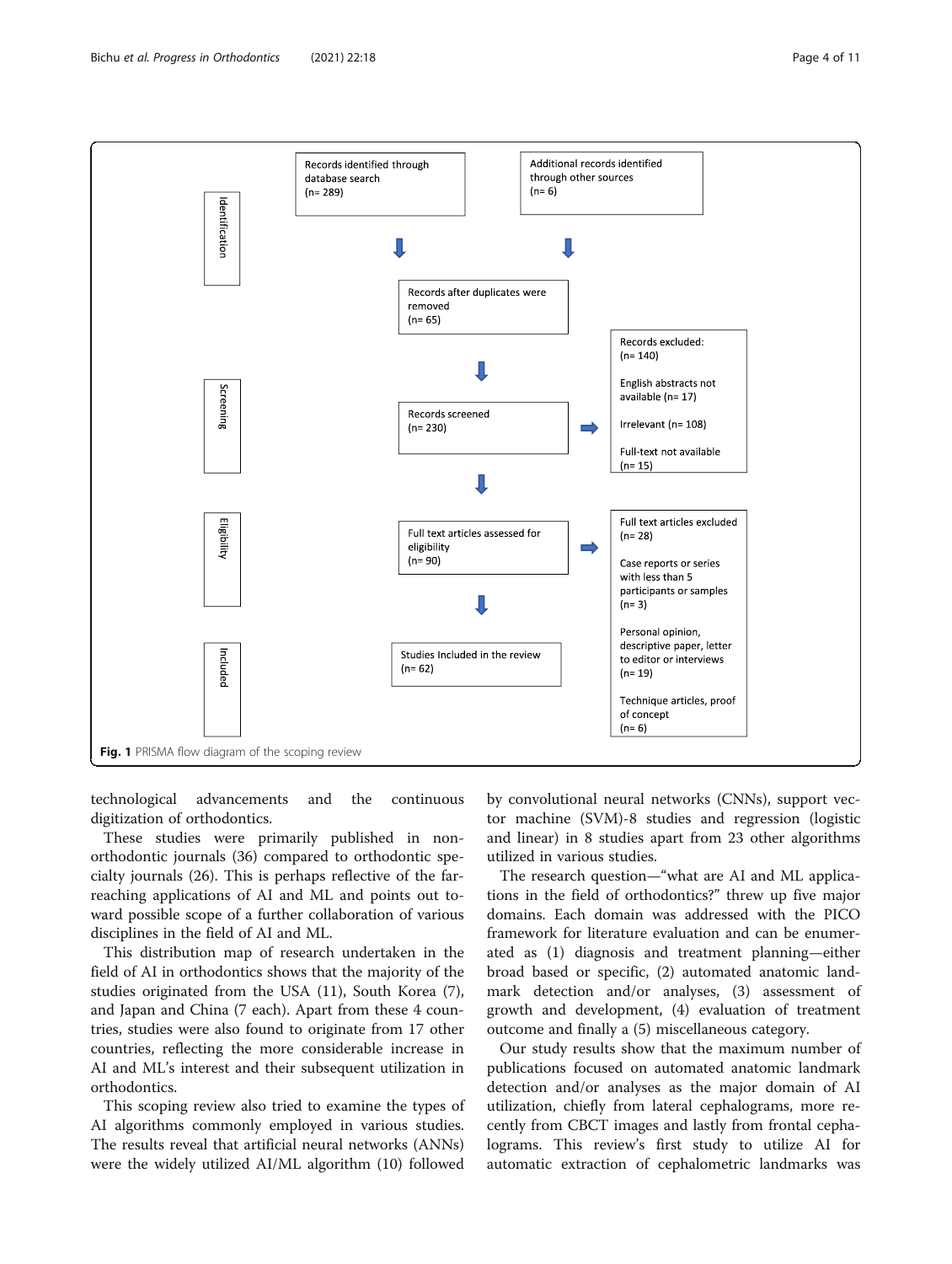Identification

Records identified through database search (n= 289)

Additional records identified through other sources (n= 6)

Records after duplicates were removed (n= 65)

Screening

Records screened (n= 230)

Records excluded: (n= 140)

English abstracts not available (n= 17)

Irrelevant (n= 108)

Full-text not available (n= 15)

Eligibility

Full text articles assessed for eligibility (n= 90)

Full text articles excluded (n= 28)

Case reports or series with less than 5 participants or samples (n= 3)

Personal opinion, descriptive paper, letter to editor or interviews (n= 19)

Technique articles, proof of concept (n= 6)

Included

Studies Included in the review (n= 62)

**Fig. 1** PRISMA flow diagram of the scoping review

technological advancements and the continuous digitization of orthodontics.

These studies were primarily published in non-orthodontic journals (36) compared to orthodontic specialty journals (26). This is perhaps reflective of the far-reaching applications of AI and ML and points out toward possible scope of a further collaboration of various disciplines in the field of AI and ML.

This distribution map of research undertaken in the field of AI in orthodontics shows that the majority of the studies originated from the USA (11), South Korea (7), and Japan and China (7 each). Apart from these 4 countries, studies were also found to originate from 17 other countries, reflecting the more considerable increase in AI and ML's interest and their subsequent utilization in orthodontics.

This scoping review also tried to examine the types of AI algorithms commonly employed in various studies. The results reveal that artificial neural networks (ANNs) were the widely utilized AI/ML algorithm (10) followed by convolutional neural networks (CNNs), support vector machine (SVM)-8 studies and regression (logistic and linear) in 8 studies apart from 23 other algorithms utilized in various studies.

The research question—"what are AI and ML applications in the field of orthodontics?" threw up five major domains. Each domain was addressed with the PICO framework for literature evaluation and can be enumerated as (1) diagnosis and treatment planning—either broad based or specific, (2) automated anatomic landmark detection and/or analyses, (3) assessment of growth and development, (4) evaluation of treatment outcome and finally a (5) miscellaneous category.

Our study results show that the maximum number of publications focused on automated anatomic landmark detection and/or analyses as the major domain of AI utilization, chiefly from lateral cephalograms, more recently from CBCT images and lastly from frontal cephalograms. This review's first study to utilize AI for automatic extraction of cephalometric landmarks was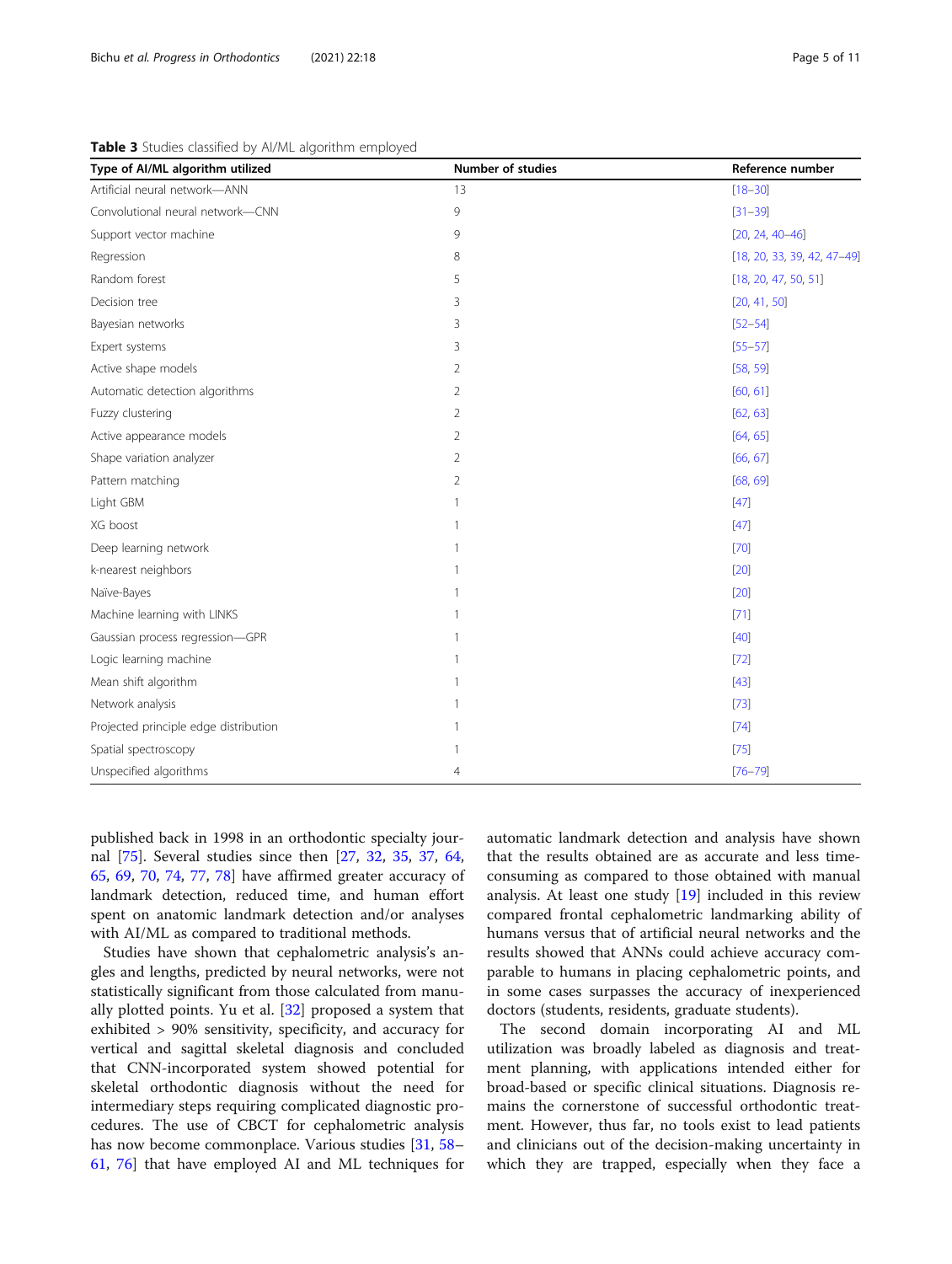**Table 3** Studies classified by AI/ML algorithm employed

| Type of AI/ML algorithm utilized | Number of studies | Reference number |
|---|---|---|
| Artificial neural network—ANN | 13 | [18–30] |
| Convolutional neural network—CNN | 9 | [31–39] |
| Support vector machine | 9 | [20, 24, 40–46] |
| Regression | 8 | [18, 20, 33, 39, 42, 47–49] |
| Random forest | 5 | [18, 20, 47, 50, 51] |
| Decision tree | 3 | [20, 41, 50] |
| Bayesian networks | 3 | [52–54] |
| Expert systems | 3 | [55–57] |
| Active shape models | 2 | [58, 59] |
| Automatic detection algorithms | 2 | [60, 61] |
| Fuzzy clustering | 2 | [62, 63] |
| Active appearance models | 2 | [64, 65] |
| Shape variation analyzer | 2 | [66, 67] |
| Pattern matching | 2 | [68, 69] |
| Light GBM | 1 | [47] |
| XG boost | 1 | [47] |
| Deep learning network | 1 | [70] |
| k-nearest neighbors | 1 | [20] |
| Naïve-Bayes | 1 | [20] |
| Machine learning with LINKS | 1 | [71] |
| Gaussian process regression—GPR | 1 | [40] |
| Logic learning machine | 1 | [72] |
| Mean shift algorithm | 1 | [43] |
| Network analysis | 1 | [73] |
| Projected principle edge distribution | 1 | [74] |
| Spatial spectroscopy | 1 | [75] |
| Unspecified algorithms | 4 | [76–79] |

published back in 1998 in an orthodontic specialty journal [75]. Several studies since then [27, 32, 35, 37, 64, 65, 69, 70, 74, 77, 78] have affirmed greater accuracy of landmark detection, reduced time, and human effort spent on anatomic landmark detection and/or analyses with AI/ML as compared to traditional methods.

Studies have shown that cephalometric analysis's angles and lengths, predicted by neural networks, were not statistically significant from those calculated from manually plotted points. Yu et al. [32] proposed a system that exhibited > 90% sensitivity, specificity, and accuracy for vertical and sagittal skeletal diagnosis and concluded that CNN-incorporated system showed potential for skeletal orthodontic diagnosis without the need for intermediary steps requiring complicated diagnostic procedures. The use of CBCT for cephalometric analysis has now become commonplace. Various studies [31, 58–61, 76] that have employed AI and ML techniques for automatic landmark detection and analysis have shown that the results obtained are as accurate and less time-consuming as compared to those obtained with manual analysis. At least one study [19] included in this review compared frontal cephalometric landmarking ability of humans versus that of artificial neural networks and the results showed that ANNs could achieve accuracy comparable to humans in placing cephalometric points, and in some cases surpasses the accuracy of inexperienced doctors (students, residents, graduate students).

The second domain incorporating AI and ML utilization was broadly labeled as diagnosis and treatment planning, with applications intended either for broad-based or specific clinical situations. Diagnosis remains the cornerstone of successful orthodontic treatment. However, thus far, no tools exist to lead patients and clinicians out of the decision-making uncertainty in which they are trapped, especially when they face a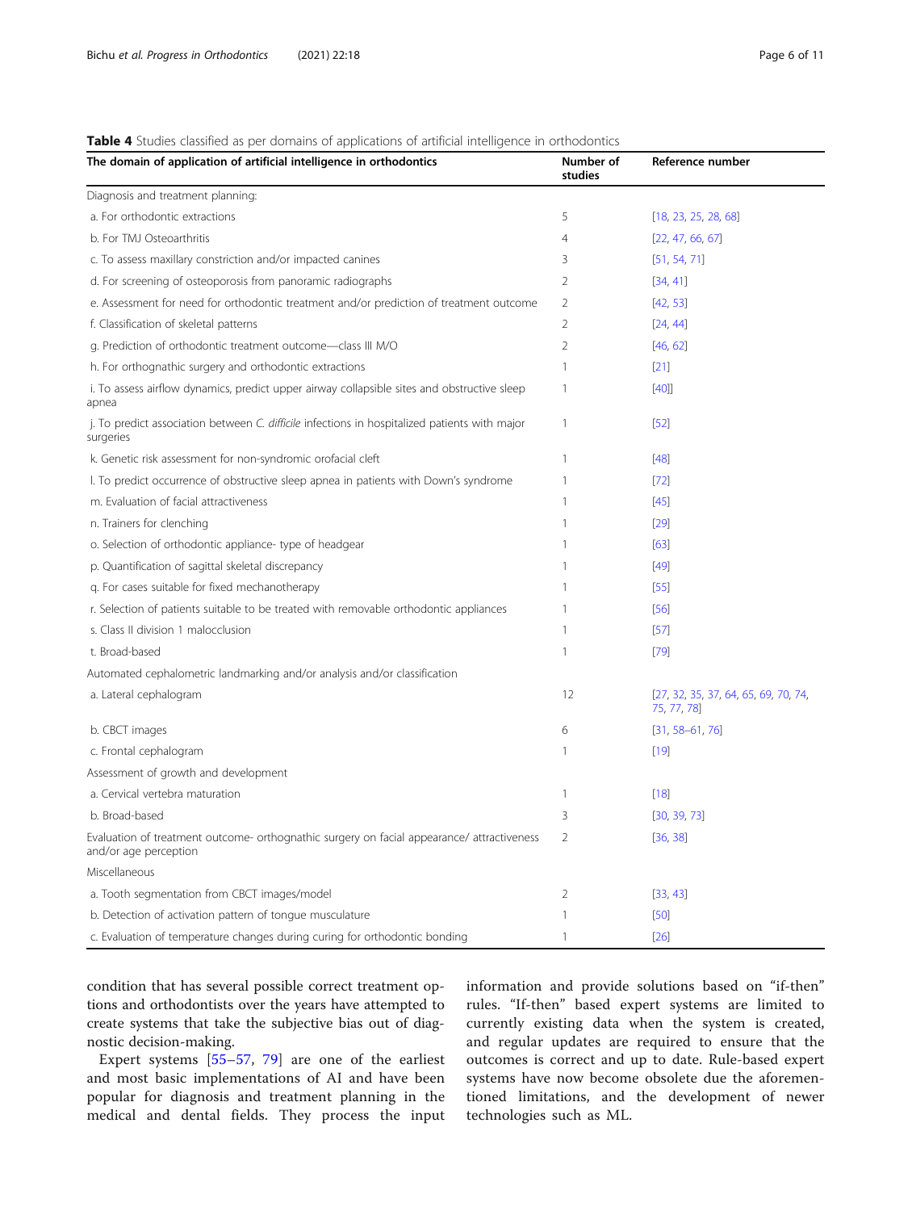**Table 4** Studies classified as per domains of applications of artificial intelligence in orthodontics

| The domain of application of artificial intelligence in orthodontics | Number of studies | Reference number |
|---|---|---|
| Diagnosis and treatment planning: | | |
| a. For orthodontic extractions | 5 | [18, 23, 25, 28, 68] |
| b. For TMJ Osteoarthritis | 4 | [22, 47, 66, 67] |
| c. To assess maxillary constriction and/or impacted canines | 3 | [51, 54, 71] |
| d. For screening of osteoporosis from panoramic radiographs | 2 | [34, 41] |
| e. Assessment for need for orthodontic treatment and/or prediction of treatment outcome | 2 | [42, 53] |
| f. Classification of skeletal patterns | 2 | [24, 44] |
| g. Prediction of orthodontic treatment outcome—class III M/O | 2 | [46, 62] |
| h. For orthognathic surgery and orthodontic extractions | 1 | [21] |
| i. To assess airflow dynamics, predict upper airway collapsible sites and obstructive sleep apnea | 1 | [40]] |
| j. To predict association between *C. difficile* infections in hospitalized patients with major surgeries | 1 | [52] |
| k. Genetic risk assessment for non-syndromic orofacial cleft | 1 | [48] |
| l. To predict occurrence of obstructive sleep apnea in patients with Down's syndrome | 1 | [72] |
| m. Evaluation of facial attractiveness | 1 | [45] |
| n. Trainers for clenching | 1 | [29] |
| o. Selection of orthodontic appliance- type of headgear | 1 | [63] |
| p. Quantification of sagittal skeletal discrepancy | 1 | [49] |
| q. For cases suitable for fixed mechanotherapy | 1 | [55] |
| r. Selection of patients suitable to be treated with removable orthodontic appliances | 1 | [56] |
| s. Class II division 1 malocclusion | 1 | [57] |
| t. Broad-based | 1 | [79] |
| Automated cephalometric landmarking and/or analysis and/or classification | | |
| a. Lateral cephalogram | 12 | [27, 32, 35, 37, 64, 65, 69, 70, 74, 75, 77, 78] |
| b. CBCT images | 6 | [31, 58–61, 76] |
| c. Frontal cephalogram | 1 | [19] |
| Assessment of growth and development | | |
| a. Cervical vertebra maturation | 1 | [18] |
| b. Broad-based | 3 | [30, 39, 73] |
| Evaluation of treatment outcome- orthognathic surgery on facial appearance/ attractiveness and/or age perception | 2 | [36, 38] |
| Miscellaneous | | |
| a. Tooth segmentation from CBCT images/model | 2 | [33, 43] |
| b. Detection of activation pattern of tongue musculature | 1 | [50] |
| c. Evaluation of temperature changes during curing for orthodontic bonding | 1 | [26] |

condition that has several possible correct treatment options and orthodontists over the years have attempted to create systems that take the subjective bias out of diagnostic decision-making.

Expert systems [55–57, 79] are one of the earliest and most basic implementations of AI and have been popular for diagnosis and treatment planning in the medical and dental fields. They process the input information and provide solutions based on "if-then" rules. "If-then" based expert systems are limited to currently existing data when the system is created, and regular updates are required to ensure that the outcomes is correct and up to date. Rule-based expert systems have now become obsolete due the aforementioned limitations, and the development of newer technologies such as ML.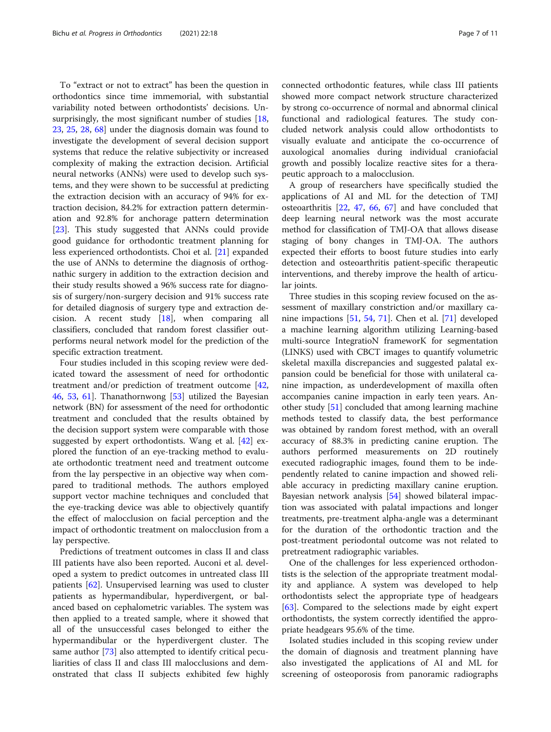To "extract or not to extract" has been the question in orthodontics since time immemorial, with substantial variability noted between orthodontists' decisions. Unsurprisingly, the most significant number of studies [18, 23, 25, 28, 68] under the diagnosis domain was found to investigate the development of several decision support systems that reduce the relative subjectivity or increased complexity of making the extraction decision. Artificial neural networks (ANNs) were used to develop such systems, and they were shown to be successful at predicting the extraction decision with an accuracy of 94% for extraction decision, 84.2% for extraction pattern determination and 92.8% for anchorage pattern determination [23]. This study suggested that ANNs could provide good guidance for orthodontic treatment planning for less experienced orthodontists. Choi et al. [21] expanded the use of ANNs to determine the diagnosis of orthognathic surgery in addition to the extraction decision and their study results showed a 96% success rate for diagnosis of surgery/non-surgery decision and 91% success rate for detailed diagnosis of surgery type and extraction decision. A recent study [18], when comparing all classifiers, concluded that random forest classifier outperforms neural network model for the prediction of the specific extraction treatment.

Four studies included in this scoping review were dedicated toward the assessment of need for orthodontic treatment and/or prediction of treatment outcome [42, 46, 53, 61]. Thanathornwong [53] utilized the Bayesian network (BN) for assessment of the need for orthodontic treatment and concluded that the results obtained by the decision support system were comparable with those suggested by expert orthodontists. Wang et al. [42] explored the function of an eye-tracking method to evaluate orthodontic treatment need and treatment outcome from the lay perspective in an objective way when compared to traditional methods. The authors employed support vector machine techniques and concluded that the eye-tracking device was able to objectively quantify the effect of malocclusion on facial perception and the impact of orthodontic treatment on malocclusion from a lay perspective.

Predictions of treatment outcomes in class II and class III patients have also been reported. Auconi et al. developed a system to predict outcomes in untreated class III patients [62]. Unsupervised learning was used to cluster patients as hypermandibular, hyperdivergent, or balanced based on cephalometric variables. The system was then applied to a treated sample, where it showed that all of the unsuccessful cases belonged to either the hypermandibular or the hyperdivergent cluster. The same author [73] also attempted to identify critical peculiarities of class II and class III malocclusions and demonstrated that class II subjects exhibited few highly connected orthodontic features, while class III patients showed more compact network structure characterized by strong co-occurrence of normal and abnormal clinical functional and radiological features. The study concluded network analysis could allow orthodontists to visually evaluate and anticipate the co-occurrence of auxological anomalies during individual craniofacial growth and possibly localize reactive sites for a therapeutic approach to a malocclusion.

A group of researchers have specifically studied the applications of AI and ML for the detection of TMJ osteoarthritis [22, 47, 66, 67] and have concluded that deep learning neural network was the most accurate method for classification of TMJ-OA that allows disease staging of bony changes in TMJ-OA. The authors expected their efforts to boost future studies into early detection and osteoarthritis patient-specific therapeutic interventions, and thereby improve the health of articular joints.

Three studies in this scoping review focused on the assessment of maxillary constriction and/or maxillary canine impactions [51, 54, 71]. Chen et al. [71] developed a machine learning algorithm utilizing Learning-based multi-source IntegratioN frameworK for segmentation (LINKS) used with CBCT images to quantify volumetric skeletal maxilla discrepancies and suggested palatal expansion could be beneficial for those with unilateral canine impaction, as underdevelopment of maxilla often accompanies canine impaction in early teen years. Another study [51] concluded that among learning machine methods tested to classify data, the best performance was obtained by random forest method, with an overall accuracy of 88.3% in predicting canine eruption. The authors performed measurements on 2D routinely executed radiographic images, found them to be independently related to canine impaction and showed reliable accuracy in predicting maxillary canine eruption. Bayesian network analysis [54] showed bilateral impaction was associated with palatal impactions and longer treatments, pre-treatment alpha-angle was a determinant for the duration of the orthodontic traction and the post-treatment periodontal outcome was not related to pretreatment radiographic variables.

One of the challenges for less experienced orthodontists is the selection of the appropriate treatment modality and appliance. A system was developed to help orthodontists select the appropriate type of headgears [63]. Compared to the selections made by eight expert orthodontists, the system correctly identified the appropriate headgears 95.6% of the time.

Isolated studies included in this scoping review under the domain of diagnosis and treatment planning have also investigated the applications of AI and ML for screening of osteoporosis from panoramic radiographs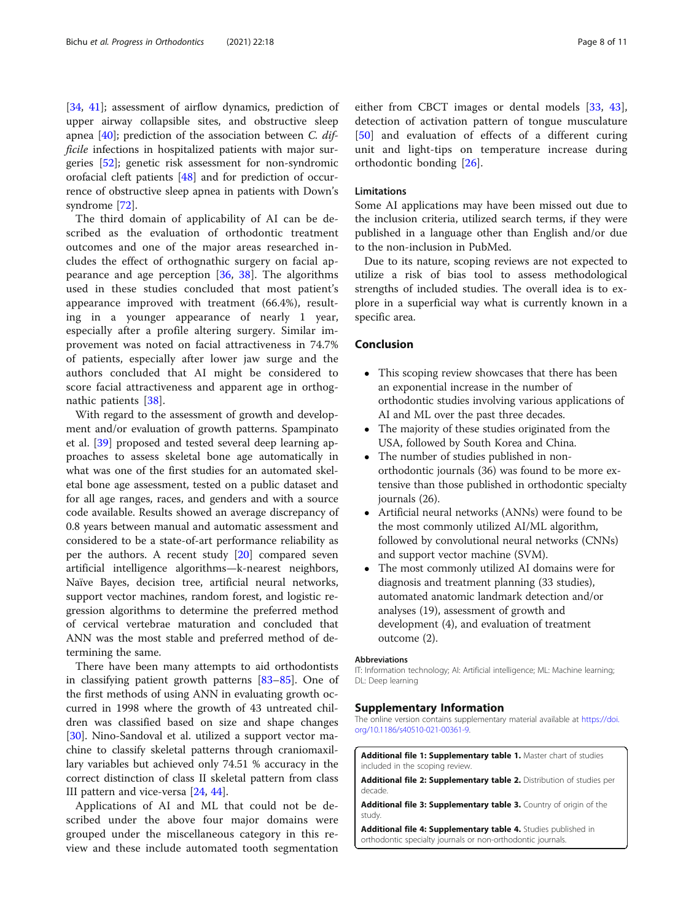[34, 41]; assessment of airflow dynamics, prediction of upper airway collapsible sites, and obstructive sleep apnea [40]; prediction of the association between *C. difficile* infections in hospitalized patients with major surgeries [52]; genetic risk assessment for non-syndromic orofacial cleft patients [48] and for prediction of occurrence of obstructive sleep apnea in patients with Down's syndrome [72].

The third domain of applicability of AI can be described as the evaluation of orthodontic treatment outcomes and one of the major areas researched includes the effect of orthognathic surgery on facial appearance and age perception [36, 38]. The algorithms used in these studies concluded that most patient's appearance improved with treatment (66.4%), resulting in a younger appearance of nearly 1 year, especially after a profile altering surgery. Similar improvement was noted on facial attractiveness in 74.7% of patients, especially after lower jaw surge and the authors concluded that AI might be considered to score facial attractiveness and apparent age in orthognathic patients [38].

With regard to the assessment of growth and development and/or evaluation of growth patterns. Spampinato et al. [39] proposed and tested several deep learning approaches to assess skeletal bone age automatically in what was one of the first studies for an automated skeletal bone age assessment, tested on a public dataset and for all age ranges, races, and genders and with a source code available. Results showed an average discrepancy of 0.8 years between manual and automatic assessment and considered to be a state-of-art performance reliability as per the authors. A recent study [20] compared seven artificial intelligence algorithms—k-nearest neighbors, Naïve Bayes, decision tree, artificial neural networks, support vector machines, random forest, and logistic regression algorithms to determine the preferred method of cervical vertebrae maturation and concluded that ANN was the most stable and preferred method of determining the same.

There have been many attempts to aid orthodontists in classifying patient growth patterns [83–85]. One of the first methods of using ANN in evaluating growth occurred in 1998 where the growth of 43 untreated children was classified based on size and shape changes [30]. Nino-Sandoval et al. utilized a support vector machine to classify skeletal patterns through craniomaxillary variables but achieved only 74.51 % accuracy in the correct distinction of class II skeletal pattern from class III pattern and vice-versa [24, 44].

Applications of AI and ML that could not be described under the above four major domains were grouped under the miscellaneous category in this review and these include automated tooth segmentation either from CBCT images or dental models [33, 43], detection of activation pattern of tongue musculature [50] and evaluation of effects of a different curing unit and light-tips on temperature increase during orthodontic bonding [26].

### Limitations

Some AI applications may have been missed out due to the inclusion criteria, utilized search terms, if they were published in a language other than English and/or due to the non-inclusion in PubMed.

Due to its nature, scoping reviews are not expected to utilize a risk of bias tool to assess methodological strengths of included studies. The overall idea is to explore in a superficial way what is currently known in a specific area.

## Conclusion

- This scoping review showcases that there has been an exponential increase in the number of orthodontic studies involving various applications of AI and ML over the past three decades.
- The majority of these studies originated from the USA, followed by South Korea and China.
- The number of studies published in non-orthodontic journals (36) was found to be more extensive than those published in orthodontic specialty journals (26).
- Artificial neural networks (ANNs) were found to be the most commonly utilized AI/ML algorithm, followed by convolutional neural networks (CNNs) and support vector machine (SVM).
- The most commonly utilized AI domains were for diagnosis and treatment planning (33 studies), automated anatomic landmark detection and/or analyses (19), assessment of growth and development (4), and evaluation of treatment outcome (2).

#### Abbreviations

IT: Information technology; AI: Artificial intelligence; ML: Machine learning; DL: Deep learning

## Supplementary Information

The online version contains supplementary material available at https://doi.org/10.1186/s40510-021-00361-9.

**Additional file 1: Supplementary table 1.** Master chart of studies included in the scoping review.

**Additional file 2: Supplementary table 2.** Distribution of studies per decade.

**Additional file 3: Supplementary table 3.** Country of origin of the study.

**Additional file 4: Supplementary table 4.** Studies published in orthodontic specialty journals or non-orthodontic journals.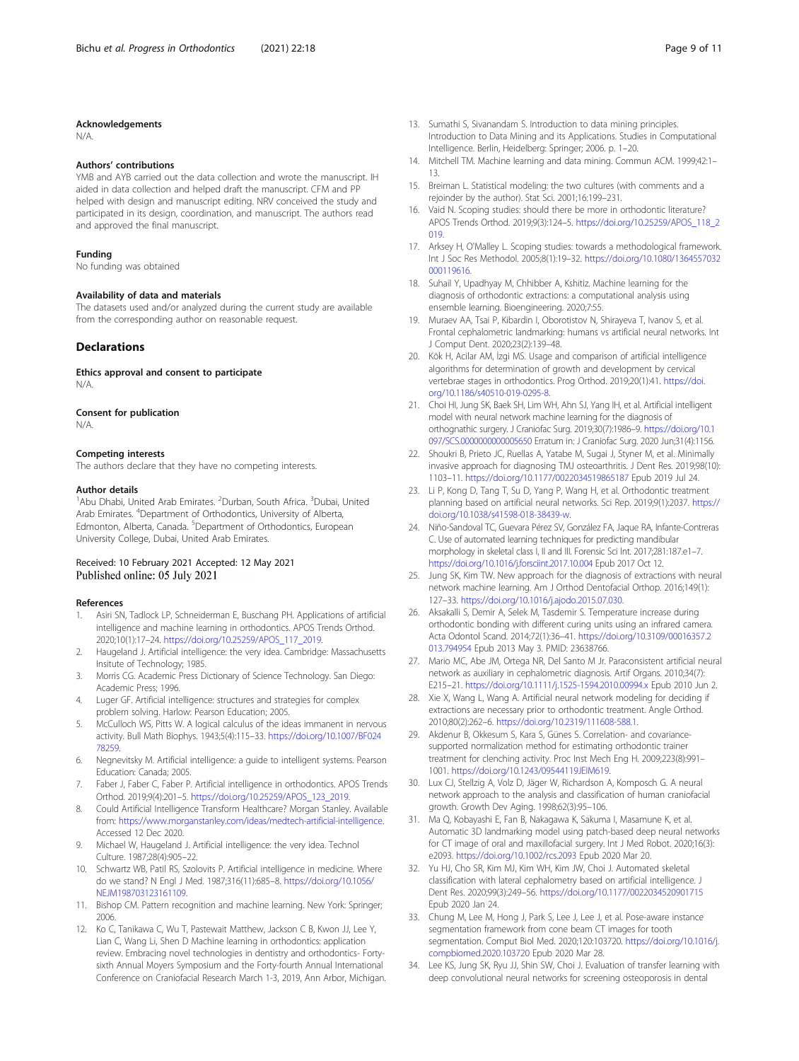#### Acknowledgements

N/A.

#### Authors' contributions

YMB and AYB carried out the data collection and wrote the manuscript. IH aided in data collection and helped draft the manuscript. CFM and PP helped with design and manuscript editing. NRV conceived the study and participated in its design, coordination, and manuscript. The authors read and approved the final manuscript.

#### Funding

No funding was obtained

#### Availability of data and materials

The datasets used and/or analyzed during the current study are available from the corresponding author on reasonable request.

## Declarations

#### Ethics approval and consent to participate

N/A.

#### Consent for publication

N/A.

#### Competing interests

The authors declare that they have no competing interests.

#### Author details

[1]Abu Dhabi, United Arab Emirates. [2]Durban, South Africa. [3]Dubai, United Arab Emirates. [4]Department of Orthodontics, University of Alberta, Edmonton, Alberta, Canada. [5]Department of Orthodontics, European University College, Dubai, United Arab Emirates.

Received: 10 February 2021 Accepted: 12 May 2021
Published online: 05 July 2021

#### References

1. Asiri SN, Tadlock LP, Schneiderman E, Buschang PH. Applications of artificial intelligence and machine learning in orthodontics. APOS Trends Orthod. 2020;10(1):17–24. https://doi.org/10.25259/APOS_117_2019.
2. Haugeland J. Artificial intelligence: the very idea. Cambridge: Massachusetts Insitute of Technology; 1985.
3. Morris CG. Academic Press Dictionary of Science Technology. San Diego: Academic Press; 1996.
4. Luger GF. Artificial intelligence: structures and strategies for complex problem solving. Harlow: Pearson Education; 2005.
5. McCulloch WS, Pitts W. A logical calculus of the ideas immanent in nervous activity. Bull Math Biophys. 1943;5(4):115–33. https://doi.org/10.1007/BF02478259.
6. Negnevitsky M. Artificial intelligence: a guide to intelligent systems. Pearson Education: Canada; 2005.
7. Faber J, Faber C, Faber P. Artificial intelligence in orthodontics. APOS Trends Orthod. 2019;9(4):201–5. https://doi.org/10.25259/APOS_123_2019.
8. Could Artificial Intelligence Transform Healthcare? Morgan Stanley. Available from: https://www.morganstanley.com/ideas/medtech-artificial-intelligence. Accessed 12 Dec 2020.
9. Michael W, Haugeland J. Artificial intelligence: the very idea. Technol Culture. 1987;28(4):905–22.
10. Schwartz WB, Patil RS, Szolovits P. Artificial intelligence in medicine. Where do we stand? N Engl J Med. 1987;316(11):685–8. https://doi.org/10.1056/NEJM198703123161109.
11. Bishop CM. Pattern recognition and machine learning. New York: Springer; 2006.
12. Ko C, Tanikawa C, Wu T, Pastewait Matthew, Jackson C B, Kwon JJ, Lee Y, Lian C, Wang Li, Shen D Machine learning in orthodontics: application review. Embracing novel technologies in dentistry and orthodontics- Forty-sixth Annual Moyers Symposium and the Forty-fourth Annual International Conference on Craniofacial Research March 1-3, 2019, Ann Arbor, Michigan.
13. Sumathi S, Sivanandam S. Introduction to data mining principles. Introduction to Data Mining and its Applications. Studies in Computational Intelligence. Berlin, Heidelberg: Springer; 2006. p. 1–20.
14. Mitchell TM. Machine learning and data mining. Commun ACM. 1999;42:1–13.
15. Breiman L. Statistical modeling: the two cultures (with comments and a rejoinder by the author). Stat Sci. 2001;16:199–231.
16. Vaid N. Scoping studies: should there be more in orthodontic literature? APOS Trends Orthod. 2019;9(3):124–5. https://doi.org/10.25259/APOS_118_2019.
17. Arksey H, O'Malley L. Scoping studies: towards a methodological framework. Int J Soc Res Methodol. 2005;8(1):19–32. https://doi.org/10.1080/1364557032000119616.
18. Suhail Y, Upadhyay M, Chhibber A, Kshitiz. Machine learning for the diagnosis of orthodontic extractions: a computational analysis using ensemble learning. Bioengineering. 2020;7:55.
19. Muraev AA, Tsai P, Kibardin I, Oborotistov N, Shirayeva T, Ivanov S, et al. Frontal cephalometric landmarking: humans vs artificial neural networks. Int J Comput Dent. 2020;23(2):139–48.
20. Kök H, Acilar AM, İzgi MS. Usage and comparison of artificial intelligence algorithms for determination of growth and development by cervical vertebrae stages in orthodontics. Prog Orthod. 2019;20(1):41. https://doi.org/10.1186/s40510-019-0295-8.
21. Choi HI, Jung SK, Baek SH, Lim WH, Ahn SJ, Yang IH, et al. Artificial intelligent model with neural network machine learning for the diagnosis of orthognathic surgery. J Craniofac Surg. 2019;30(7):1986–9. https://doi.org/10.1097/SCS.0000000000005650 Erratum in: J Craniofac Surg. 2020 Jun;31(4):1156.
22. Shoukri B, Prieto JC, Ruellas A, Yatabe M, Sugai J, Styner M, et al. Minimally invasive approach for diagnosing TMJ osteoarthritis. J Dent Res. 2019;98(10):1103–11. https://doi.org/10.1177/0022034519865187 Epub 2019 Jul 24.
23. Li P, Kong D, Tang T, Su D, Yang P, Wang H, et al. Orthodontic treatment planning based on artificial neural networks. Sci Rep. 2019;9(1):2037. https://doi.org/10.1038/s41598-018-38439-w.
24. Niño-Sandoval TC, Guevara Pérez SV, González FA, Jaque RA, Infante-Contreras C. Use of automated learning techniques for predicting mandibular morphology in skeletal class I, II and III. Forensic Sci Int. 2017;281:187.e1–7. https://doi.org/10.1016/j.forsciint.2017.10.004 Epub 2017 Oct 12.
25. Jung SK, Kim TW. New approach for the diagnosis of extractions with neural network machine learning. Am J Orthod Dentofacial Orthop. 2016;149(1):127–33. https://doi.org/10.1016/j.ajodo.2015.07.030.
26. Aksakalli S, Demir A, Selek M, Tasdemir S. Temperature increase during orthodontic bonding with different curing units using an infrared camera. Acta Odontol Scand. 2014;72(1):36–41. https://doi.org/10.3109/00016357.2013.794954 Epub 2013 May 3. PMID: 23638766.
27. Mario MC, Abe JM, Ortega NR, Del Santo M Jr. Paraconsistent artificial neural network as auxiliary in cephalometric diagnosis. Artif Organs. 2010;34(7):E215–21. https://doi.org/10.1111/j.1525-1594.2010.00994.x Epub 2010 Jun 2.
28. Xie X, Wang L, Wang A. Artificial neural network modeling for deciding if extractions are necessary prior to orthodontic treatment. Angle Orthod. 2010;80(2):262–6. https://doi.org/10.2319/111608-588.1.
29. Akdenur B, Okkesum S, Kara S, Günes S. Correlation- and covariance-supported normalization method for estimating orthodontic trainer treatment for clenching activity. Proc Inst Mech Eng H. 2009;223(8):991–1001. https://doi.org/10.1243/09544119JEIM619.
30. Lux CJ, Stellzig A, Volz D, Jäger W, Richardson A, Komposch G. A neural network approach to the analysis and classification of human craniofacial growth. Growth Dev Aging. 1998;62(3):95–106.
31. Ma Q, Kobayashi E, Fan B, Nakagawa K, Sakuma I, Masamune K, et al. Automatic 3D landmarking model using patch-based deep neural networks for CT image of oral and maxillofacial surgery. Int J Med Robot. 2020;16(3):e2093. https://doi.org/10.1002/rcs.2093 Epub 2020 Mar 20.
32. Yu HJ, Cho SR, Kim MJ, Kim WH, Kim JW, Choi J. Automated skeletal classification with lateral cephalometry based on artificial intelligence. J Dent Res. 2020;99(3):249–56. https://doi.org/10.1177/0022034520901715 Epub 2020 Jan 24.
33. Chung M, Lee M, Hong J, Park S, Lee J, Lee J, et al. Pose-aware instance segmentation framework from cone beam CT images for tooth segmentation. Comput Biol Med. 2020;120:103720. https://doi.org/10.1016/j.compbiomed.2020.103720 Epub 2020 Mar 28.
34. Lee KS, Jung SK, Ryu JJ, Shin SW, Choi J. Evaluation of transfer learning with deep convolutional neural networks for screening osteoporosis in dental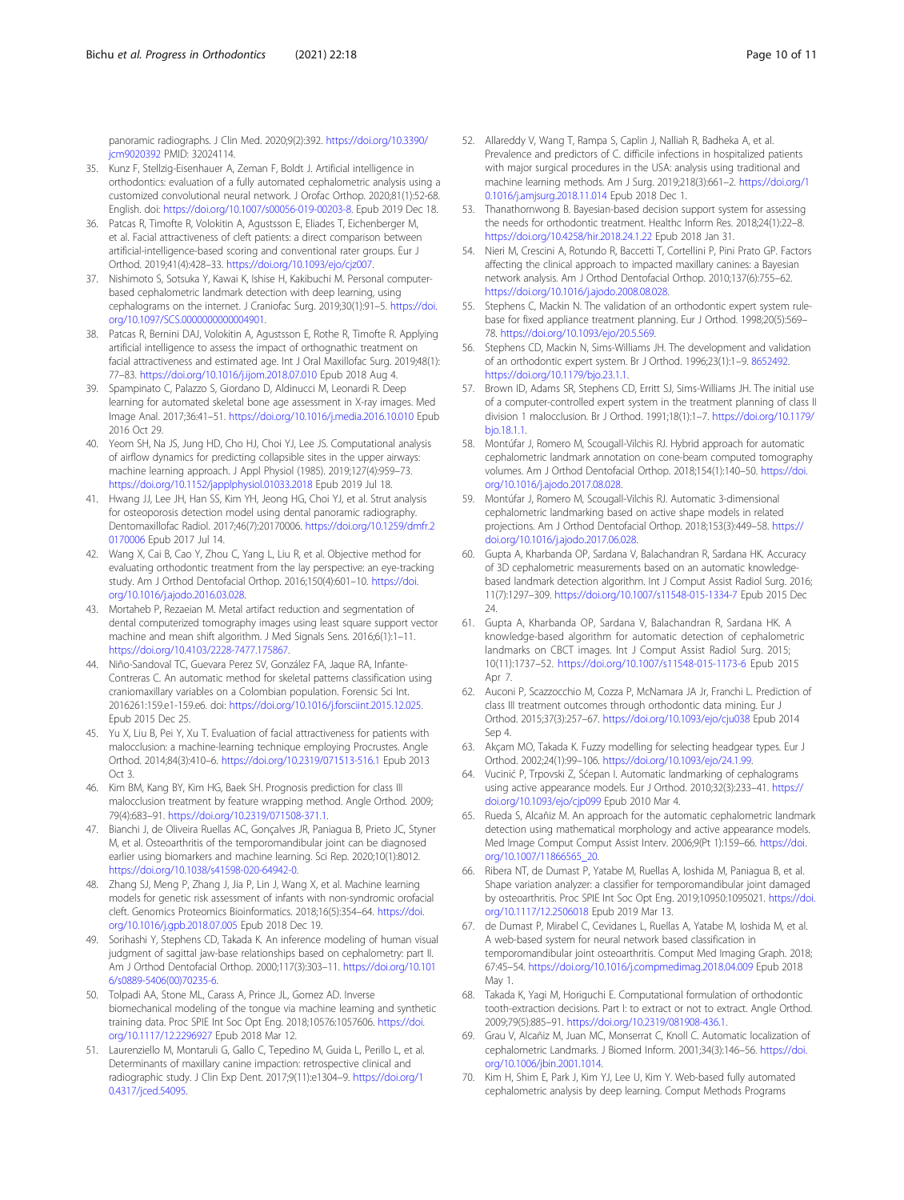panoramic radiographs. J Clin Med. 2020;9(2):392. https://doi.org/10.3390/jcm9020392 PMID: 32024114.

35. Kunz F, Stellzig-Eisenhauer A, Zeman F, Boldt J. Artificial intelligence in orthodontics: evaluation of a fully automated cephalometric analysis using a customized convolutional neural network. J Orofac Orthop. 2020;81(1):52-68. English. doi: https://doi.org/10.1007/s00056-019-00203-8. Epub 2019 Dec 18.
36. Patcas R, Timofte R, Volokitin A, Agustsson E, Eliades T, Eichenberger M, et al. Facial attractiveness of cleft patients: a direct comparison between artificial-intelligence-based scoring and conventional rater groups. Eur J Orthod. 2019;41(4):428–33. https://doi.org/10.1093/ejo/cjz007.
37. Nishimoto S, Sotsuka Y, Kawai K, Ishise H, Kakibuchi M. Personal computer-based cephalometric landmark detection with deep learning, using cephalograms on the internet. J Craniofac Surg. 2019;30(1):91–5. https://doi.org/10.1097/SCS.0000000000004901.
38. Patcas R, Bernini DAJ, Volokitin A, Agustsson E, Rothe R, Timofte R. Applying artificial intelligence to assess the impact of orthognathic treatment on facial attractiveness and estimated age. Int J Oral Maxillofac Surg. 2019;48(1):77–83. https://doi.org/10.1016/j.ijom.2018.07.010 Epub 2018 Aug 4.
39. Spampinato C, Palazzo S, Giordano D, Aldinucci M, Leonardi R. Deep learning for automated skeletal bone age assessment in X-ray images. Med Image Anal. 2017;36:41–51. https://doi.org/10.1016/j.media.2016.10.010 Epub 2016 Oct 29.
40. Yeom SH, Na JS, Jung HD, Cho HJ, Choi YJ, Lee JS. Computational analysis of airflow dynamics for predicting collapsible sites in the upper airways: machine learning approach. J Appl Physiol (1985). 2019;127(4):959–73. https://doi.org/10.1152/japplphysiol.01033.2018 Epub 2019 Jul 18.
41. Hwang JJ, Lee JH, Han SS, Kim YH, Jeong HG, Choi YJ, et al. Strut analysis for osteoporosis detection model using dental panoramic radiography. Dentomaxillofac Radiol. 2017;46(7):20170006. https://doi.org/10.1259/dmfr.20170006 Epub 2017 Jul 14.
42. Wang X, Cai B, Cao Y, Zhou C, Yang L, Liu R, et al. Objective method for evaluating orthodontic treatment from the lay perspective: an eye-tracking study. Am J Orthod Dentofacial Orthop. 2016;150(4):601–10. https://doi.org/10.1016/j.ajodo.2016.03.028.
43. Mortaheb P, Rezaeian M. Metal artifact reduction and segmentation of dental computerized tomography images using least square support vector machine and mean shift algorithm. J Med Signals Sens. 2016;6(1):1–11. https://doi.org/10.4103/2228-7477.175867.
44. Niño-Sandoval TC, Guevara Perez SV, González FA, Jaque RA, Infante-Contreras C. An automatic method for skeletal patterns classification using craniomaxillary variables on a Colombian population. Forensic Sci Int. 2016261:159.e1-159.e6. doi: https://doi.org/10.1016/j.forsciint.2015.12.025. Epub 2015 Dec 25.
45. Yu X, Liu B, Pei Y, Xu T. Evaluation of facial attractiveness for patients with malocclusion: a machine-learning technique employing Procrustes. Angle Orthod. 2014;84(3):410–6. https://doi.org/10.2319/071513-516.1 Epub 2013 Oct 3.
46. Kim BM, Kang BY, Kim HG, Baek SH. Prognosis prediction for class III malocclusion treatment by feature wrapping method. Angle Orthod. 2009;79(4):683–91. https://doi.org/10.2319/071508-371.1.
47. Bianchi J, de Oliveira Ruellas AC, Gonçalves JR, Paniagua B, Prieto JC, Styner M, et al. Osteoarthritis of the temporomandibular joint can be diagnosed earlier using biomarkers and machine learning. Sci Rep. 2020;10(1):8012. https://doi.org/10.1038/s41598-020-64942-0.
48. Zhang SJ, Meng P, Zhang J, Jia P, Lin J, Wang X, et al. Machine learning models for genetic risk assessment of infants with non-syndromic orofacial cleft. Genomics Proteomics Bioinformatics. 2018;16(5):354–64. https://doi.org/10.1016/j.gpb.2018.07.005 Epub 2018 Dec 19.
49. Sorihashi Y, Stephens CD, Takada K. An inference modeling of human visual judgment of sagittal jaw-base relationships based on cephalometry: part II. Am J Orthod Dentofacial Orthop. 2000;117(3):303–11. https://doi.org/10.1016/s0889-5406(00)70235-6.
50. Tolpadi AA, Stone ML, Carass A, Prince JL, Gomez AD. Inverse biomechanical modeling of the tongue via machine learning and synthetic training data. Proc SPIE Int Soc Opt Eng. 2018;10576:1057606. https://doi.org/10.1117/12.2296927 Epub 2018 Mar 12.
51. Laurenziello M, Montaruli G, Gallo C, Tepedino M, Guida L, Perillo L, et al. Determinants of maxillary canine impaction: retrospective clinical and radiographic study. J Clin Exp Dent. 2017;9(11):e1304–9. https://doi.org/10.4317/jced.54095.
52. Allareddy V, Wang T, Rampa S, Caplin J, Nalliah R, Badheka A, et al. Prevalence and predictors of C. difficile infections in hospitalized patients with major surgical procedures in the USA: analysis using traditional and machine learning methods. Am J Surg. 2019;218(3):661–2. https://doi.org/10.1016/j.amjsurg.2018.11.014 Epub 2018 Dec 1.
53. Thanathornwong B. Bayesian-based decision support system for assessing the needs for orthodontic treatment. Healthc Inform Res. 2018;24(1):22–8. https://doi.org/10.4258/hir.2018.24.1.22 Epub 2018 Jan 31.
54. Nieri M, Crescini A, Rotundo R, Baccetti T, Cortellini P, Pini Prato GP. Factors affecting the clinical approach to impacted maxillary canines: a Bayesian network analysis. Am J Orthod Dentofacial Orthop. 2010;137(6):755–62. https://doi.org/10.1016/j.ajodo.2008.08.028.
55. Stephens C, Mackin N. The validation of an orthodontic expert system rule-base for fixed appliance treatment planning. Eur J Orthod. 1998;20(5):569–78. https://doi.org/10.1093/ejo/20.5.569.
56. Stephens CD, Mackin N, Sims-Williams JH. The development and validation of an orthodontic expert system. Br J Orthod. 1996;23(1):1–9. 8652492. https://doi.org/10.1179/bjo.23.1.1.
57. Brown ID, Adams SR, Stephens CD, Erritt SJ, Sims-Williams JH. The initial use of a computer-controlled expert system in the treatment planning of class II division 1 malocclusion. Br J Orthod. 1991;18(1):1–7. https://doi.org/10.1179/bjo.18.1.1.
58. Montúfar J, Romero M, Scougall-Vilchis RJ. Hybrid approach for automatic cephalometric landmark annotation on cone-beam computed tomography volumes. Am J Orthod Dentofacial Orthop. 2018;154(1):140–50. https://doi.org/10.1016/j.ajodo.2017.08.028.
59. Montúfar J, Romero M, Scougall-Vilchis RJ. Automatic 3-dimensional cephalometric landmarking based on active shape models in related projections. Am J Orthod Dentofacial Orthop. 2018;153(3):449–58. https://doi.org/10.1016/j.ajodo.2017.06.028.
60. Gupta A, Kharbanda OP, Sardana V, Balachandran R, Sardana HK. Accuracy of 3D cephalometric measurements based on an automatic knowledge-based landmark detection algorithm. Int J Comput Assist Radiol Surg. 2016;11(7):1297–309. https://doi.org/10.1007/s11548-015-1334-7 Epub 2015 Dec 24.
61. Gupta A, Kharbanda OP, Sardana V, Balachandran R, Sardana HK. A knowledge-based algorithm for automatic detection of cephalometric landmarks on CBCT images. Int J Comput Assist Radiol Surg. 2015;10(11):1737–52. https://doi.org/10.1007/s11548-015-1173-6 Epub 2015 Apr 7.
62. Auconi P, Scazzocchio M, Cozza P, McNamara JA Jr, Franchi L. Prediction of class III treatment outcomes through orthodontic data mining. Eur J Orthod. 2015;37(3):257–67. https://doi.org/10.1093/ejo/cju038 Epub 2014 Sep 4.
63. Akçam MO, Takada K. Fuzzy modelling for selecting headgear types. Eur J Orthod. 2002;24(1):99–106. https://doi.org/10.1093/ejo/24.1.99.
64. Vucinić P, Trpovski Z, Śćepan I. Automatic landmarking of cephalograms using active appearance models. Eur J Orthod. 2010;32(3):233–41. https://doi.org/10.1093/ejo/cjp099 Epub 2010 Mar 4.
65. Rueda S, Alcañiz M. An approach for the automatic cephalometric landmark detection using mathematical morphology and active appearance models. Med Image Comput Comput Assist Interv. 2006;9(Pt 1):159–66. https://doi.org/10.1007/11866565_20.
66. Ribera NT, de Dumast P, Yatabe M, Ruellas A, Ioshida M, Paniagua B, et al. Shape variation analyzer: a classifier for temporomandibular joint damaged by osteoarthritis. Proc SPIE Int Soc Opt Eng. 2019;10950:1095021. https://doi.org/10.1117/12.2506018 Epub 2019 Mar 13.
67. de Dumast P, Mirabel C, Cevidanes L, Ruellas A, Yatabe M, Ioshida M, et al. A web-based system for neural network based classification in temporomandibular joint osteoarthritis. Comput Med Imaging Graph. 2018;67:45–54. https://doi.org/10.1016/j.compmedimag.2018.04.009 Epub 2018 May 1.
68. Takada K, Yagi M, Horiguchi E. Computational formulation of orthodontic tooth-extraction decisions. Part I: to extract or not to extract. Angle Orthod. 2009;79(5):885–91. https://doi.org/10.2319/081908-436.1.
69. Grau V, Alcañiz M, Juan MC, Monserrat C, Knoll C. Automatic localization of cephalometric Landmarks. J Biomed Inform. 2001;34(3):146–56. https://doi.org/10.1006/jbin.2001.1014.
70. Kim H, Shim E, Park J, Kim YJ, Lee U, Kim Y. Web-based fully automated cephalometric analysis by deep learning. Comput Methods Programs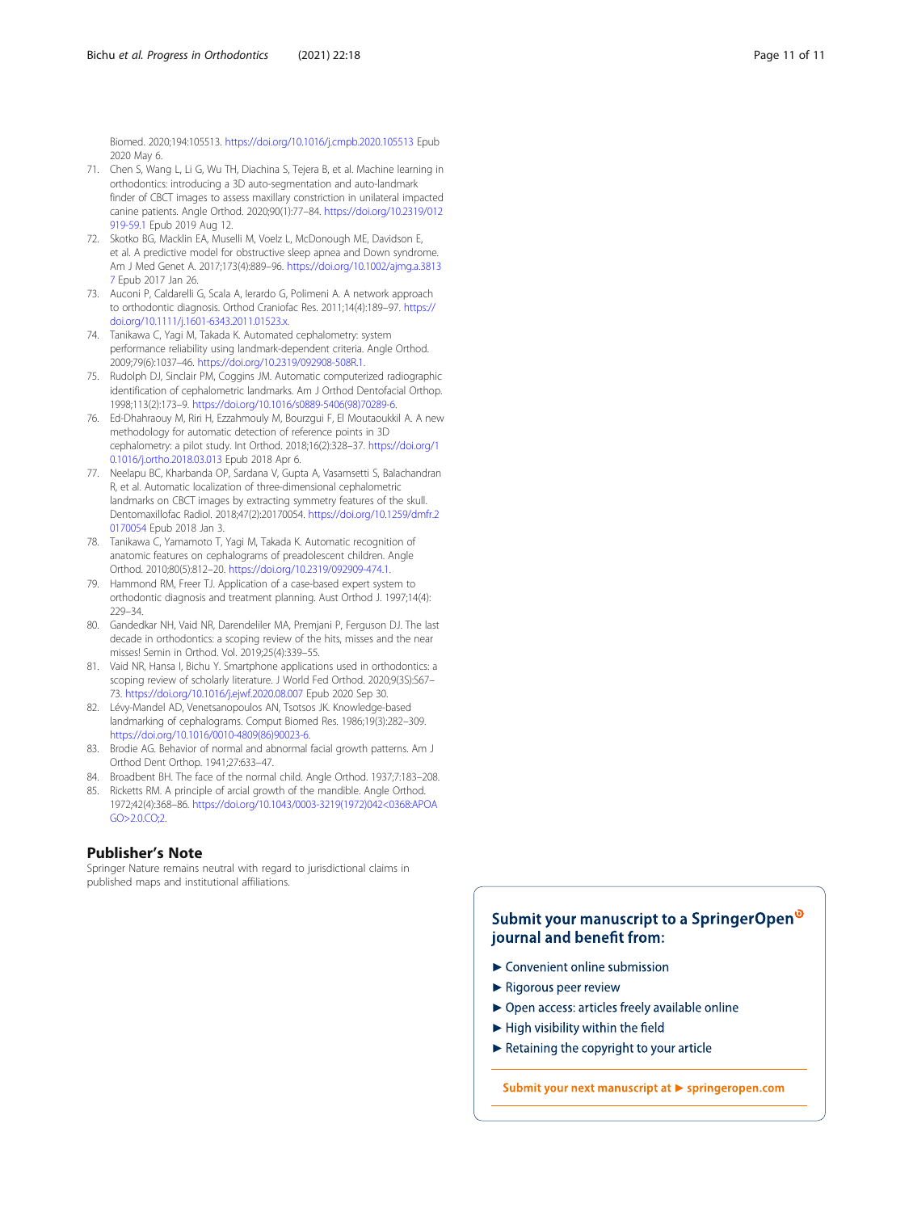Biomed. 2020;194:105513. https://doi.org/10.1016/j.cmpb.2020.105513 Epub 2020 May 6.

71. Chen S, Wang L, Li G, Wu TH, Diachina S, Tejera B, et al. Machine learning in orthodontics: introducing a 3D auto-segmentation and auto-landmark finder of CBCT images to assess maxillary constriction in unilateral impacted canine patients. Angle Orthod. 2020;90(1):77–84. https://doi.org/10.2319/012919-59.1 Epub 2019 Aug 12.
72. Skotko BG, Macklin EA, Muselli M, Voelz L, McDonough ME, Davidson E, et al. A predictive model for obstructive sleep apnea and Down syndrome. Am J Med Genet A. 2017;173(4):889–96. https://doi.org/10.1002/ajmg.a.38137 Epub 2017 Jan 26.
73. Auconi P, Caldarelli G, Scala A, Ierardo G, Polimeni A. A network approach to orthodontic diagnosis. Orthod Craniofac Res. 2011;14(4):189–97. https://doi.org/10.1111/j.1601-6343.2011.01523.x.
74. Tanikawa C, Yagi M, Takada K. Automated cephalometry: system performance reliability using landmark-dependent criteria. Angle Orthod. 2009;79(6):1037–46. https://doi.org/10.2319/092908-508R.1.
75. Rudolph DJ, Sinclair PM, Coggins JM. Automatic computerized radiographic identification of cephalometric landmarks. Am J Orthod Dentofacial Orthop. 1998;113(2):173–9. https://doi.org/10.1016/s0889-5406(98)70289-6.
76. Ed-Dhahraouy M, Riri H, Ezzahmouly M, Bourzgui F, El Moutaoukkil A. A new methodology for automatic detection of reference points in 3D cephalometry: a pilot study. Int Orthod. 2018;16(2):328–37. https://doi.org/10.1016/j.ortho.2018.03.013 Epub 2018 Apr 6.
77. Neelapu BC, Kharbanda OP, Sardana V, Gupta A, Vasamsetti S, Balachandran R, et al. Automatic localization of three-dimensional cephalometric landmarks on CBCT images by extracting symmetry features of the skull. Dentomaxillofac Radiol. 2018;47(2):20170054. https://doi.org/10.1259/dmfr.20170054 Epub 2018 Jan 3.
78. Tanikawa C, Yamamoto T, Yagi M, Takada K. Automatic recognition of anatomic features on cephalograms of preadolescent children. Angle Orthod. 2010;80(5):812–20. https://doi.org/10.2319/092909-474.1.
79. Hammond RM, Freer TJ. Application of a case-based expert system to orthodontic diagnosis and treatment planning. Aust Orthod J. 1997;14(4):229–34.
80. Gandedkar NH, Vaid NR, Darendeliler MA, Premjani P, Ferguson DJ. The last decade in orthodontics: a scoping review of the hits, misses and the near misses! Semin in Orthod. Vol. 2019;25(4):339–55.
81. Vaid NR, Hansa I, Bichu Y. Smartphone applications used in orthodontics: a scoping review of scholarly literature. J World Fed Orthod. 2020;9(3S):S67–73. https://doi.org/10.1016/j.ejwf.2020.08.007 Epub 2020 Sep 30.
82. Lévy-Mandel AD, Venetsanopoulos AN, Tsotsos JK. Knowledge-based landmarking of cephalograms. Comput Biomed Res. 1986;19(3):282–309. https://doi.org/10.1016/0010-4809(86)90023-6.
83. Brodie AG. Behavior of normal and abnormal facial growth patterns. Am J Orthod Dent Orthop. 1941;27:633–47.
84. Broadbent BH. The face of the normal child. Angle Orthod. 1937;7:183–208.
85. Ricketts RM. A principle of arcial growth of the mandible. Angle Orthod. 1972;42(4):368–86. https://doi.org/10.1043/0003-3219(1972)042<0368:APOAGO>2.0.CO;2.

## Publisher's Note

Springer Nature remains neutral with regard to jurisdictional claims in published maps and institutional affiliations.

**Submit your manuscript to a SpringerOpen journal and benefit from:**

- Convenient online submission
- Rigorous peer review
- Open access: articles freely available online
- High visibility within the field
- Retaining the copyright to your article

Submit your next manuscript at ► springeropen.com